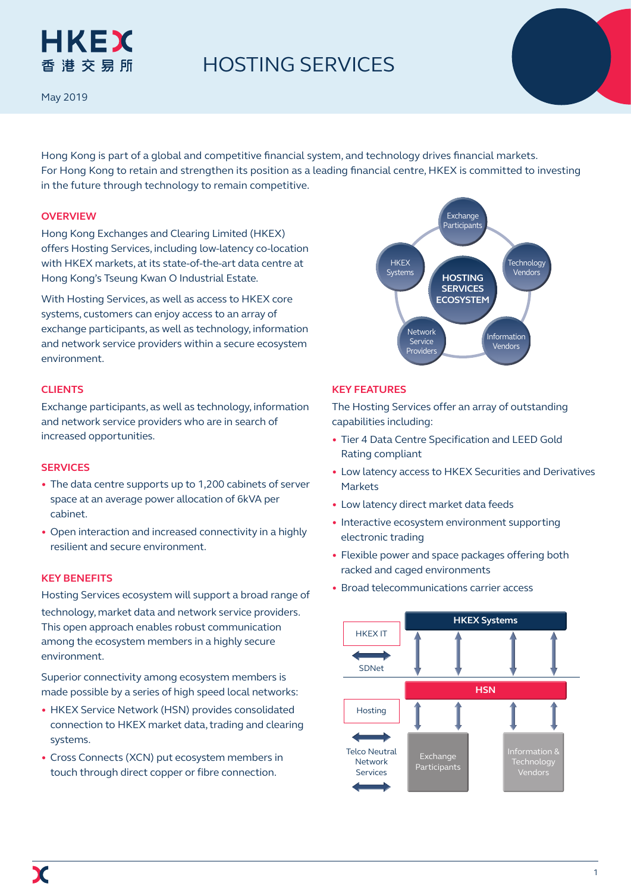# HOSTING SERVICES

May 2019

Hong Kong is part of a global and competitive financial system, and technology drives financial markets. For Hong Kong to retain and strengthen its position as a leading financial centre, HKEX is committed to investing in the future through technology to remain competitive.

## OVERVIEW

Hong Kong Exchanges and Clearing Limited (HKEX) offers Hosting Services, including low-latency co-location with HKEX markets, at its state-of-the-art data centre at Hong Kong's Tseung Kwan O Industrial Estate.

With Hosting Services, as well as access to HKEX core systems, customers can enjoy access to an array of exchange participants, as well as technology, information and network service providers within a secure ecosystem environment.

HOSTING SERVICES ECOSYSTEM: Exchange Participants, Technology Vendors, Information Vendors, Network Service Providers, HKEX Systems

## CLIENTS

Exchange participants, as well as technology, information and network service providers who are in search of increased opportunities.

## SERVICES

- The data centre supports up to 1,200 cabinets of server space at an average power allocation of 6kVA per cabinet.
- Open interaction and increased connectivity in a highly resilient and secure environment.

## KEY BENEFITS

Hosting Services ecosystem will support a broad range of technology, market data and network service providers. This open approach enables robust communication among the ecosystem members in a highly secure environment.

Superior connectivity among ecosystem members is made possible by a series of high speed local networks:

- HKEX Service Network (HSN) provides consolidated connection to HKEX market data, trading and clearing systems.
- Cross Connects (XCN) put ecosystem members in touch through direct copper or fibre connection.

## KEY FEATURES

The Hosting Services offer an array of outstanding capabilities including:

- Tier 4 Data Centre Specification and LEED Gold Rating compliant
- Low latency access to HKEX Securities and Derivatives Markets
- Low latency direct market data feeds
- Interactive ecosystem environment supporting electronic trading
- Flexible power and space packages offering both racked and caged environments
- Broad telecommunications carrier access

HKEX IT — SDNet — HKEX Systems

Hosting — HSN

Telco Neutral Network Services — Exchange Participants — Information & Technology Vendors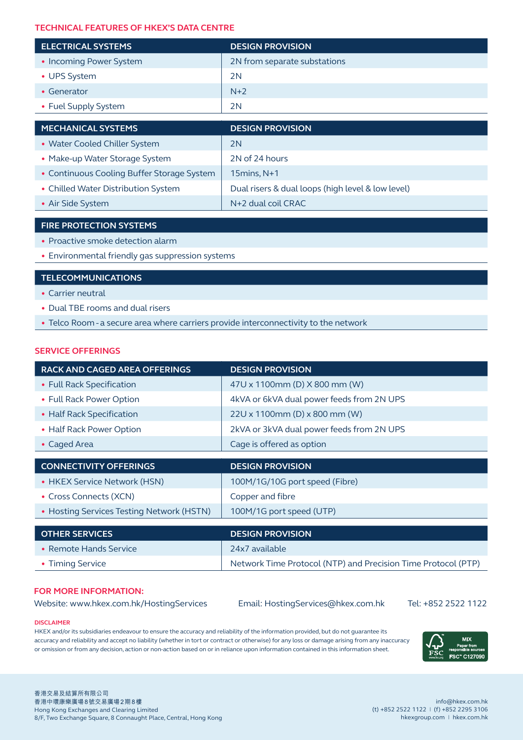## TECHNICAL FEATURES OF HKEX'S DATA CENTRE

| ELECTRICAL SYSTEMS | DESIGN PROVISION |
|---|---|
| • Incoming Power System | 2N from separate substations |
| • UPS System | 2N |
| • Generator | N+2 |
| • Fuel Supply System | 2N |

| MECHANICAL SYSTEMS | DESIGN PROVISION |
|---|---|
| • Water Cooled Chiller System | 2N |
| • Make-up Water Storage System | 2N of 24 hours |
| • Continuous Cooling Buffer Storage System | 15mins, N+1 |
| • Chilled Water Distribution System | Dual risers & dual loops (high level & low level) |
| • Air Side System | N+2 dual coil CRAC |

| FIRE PROTECTION SYSTEMS |
|---|
| • Proactive smoke detection alarm |
| • Environmental friendly gas suppression systems |

| TELECOMMUNICATIONS |
|---|
| • Carrier neutral |
| • Dual TBE rooms and dual risers |
| • Telco Room - a secure area where carriers provide interconnectivity to the network |

## SERVICE OFFERINGS

| RACK AND CAGED AREA OFFERINGS | DESIGN PROVISION |
|---|---|
| • Full Rack Specification | 47U x 1100mm (D) X 800 mm (W) |
| • Full Rack Power Option | 4kVA or 6kVA dual power feeds from 2N UPS |
| • Half Rack Specification | 22U x 1100mm (D) x 800 mm (W) |
| • Half Rack Power Option | 2kVA or 3kVA dual power feeds from 2N UPS |
| • Caged Area | Cage is offered as option |

| CONNECTIVITY OFFERINGS | DESIGN PROVISION |
|---|---|
| • HKEX Service Network (HSN) | 100M/1G/10G port speed (Fibre) |
| • Cross Connects (XCN) | Copper and fibre |
| • Hosting Services Testing Network (HSTN) | 100M/1G port speed (UTP) |

| OTHER SERVICES | DESIGN PROVISION |
|---|---|
| • Remote Hands Service | 24x7 available |
| • Timing Service | Network Time Protocol (NTP) and Precision Time Protocol (PTP) |

## FOR MORE INFORMATION:

Website: www.hkex.com.hk/HostingServices

Email: HostingServices@hkex.com.hk

Tel: +852 2522 1122

### DISCLAIMER

HKEX and/or its subsidiaries endeavour to ensure the accuracy and reliability of the information provided, but do not guarantee its accuracy and reliability and accept no liability (whether in tort or contract or otherwise) for any loss or damage arising from any inaccuracy or omission or from any decision, action or non-action based on or in reliance upon information contained in this information sheet.

MIX
Paper from responsible sources
FSC™ C127090

香港交易及結算所有限公司
香港中環康樂廣場8號交易廣場2期8樓
Hong Kong Exchanges and Clearing Limited
8/F, Two Exchange Square, 8 Connaught Place, Central, Hong Kong

info@hkex.com.hk
(t) +852 2522 1122 | (f) +852 2295 3106
hkexgroup.com | hkex.com.hk